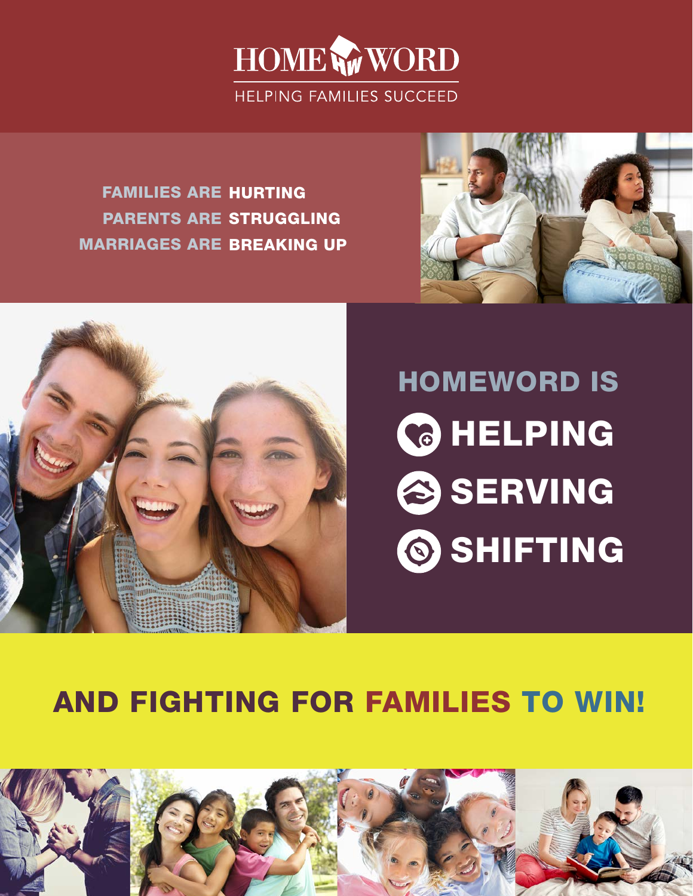# HOME WORD

HELPING FAMILIES SUCCEED

FAMILIES ARE **HURTING**
PARENTS ARE **STRUGGLING**
MARRIAGES ARE **BREAKING UP**

## HOMEWORD IS

- **HELPING**
- **SERVING**
- **SHIFTING**

## AND FIGHTING FOR FAMILIES TO WIN!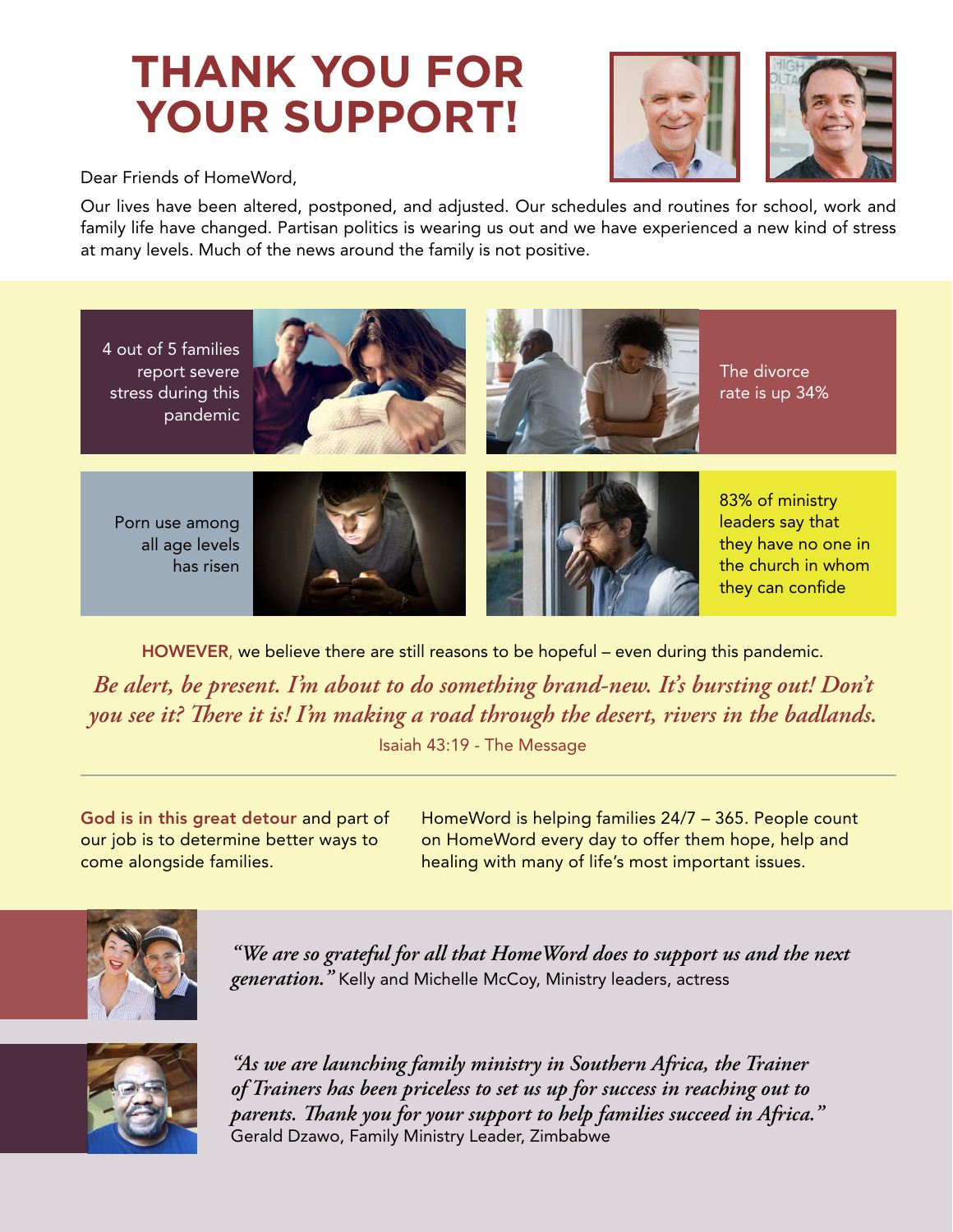# THANK YOU FOR YOUR SUPPORT!

Dear Friends of HomeWord,

Our lives have been altered, postponed, and adjusted. Our schedules and routines for school, work and family life have changed. Partisan politics is wearing us out and we have experienced a new kind of stress at many levels. Much of the news around the family is not positive.

4 out of 5 families report severe stress during this pandemic

The divorce rate is up 34%

Porn use among all age levels has risen

83% of ministry leaders say that they have no one in the church in whom they can confide

**HOWEVER**, we believe there are still reasons to be hopeful – even during this pandemic.

*Be alert, be present. I'm about to do something brand-new. It's bursting out! Don't you see it? There it is! I'm making a road through the desert, rivers in the badlands.*

Isaiah 43:19 - The Message

---

**God is in this great detour** and part of our job is to determine better ways to come alongside families.

HomeWord is helping families 24/7 – 365. People count on HomeWord every day to offer them hope, help and healing with many of life's most important issues.

*"We are so grateful for all that HomeWord does to support us and the next generation."* Kelly and Michelle McCoy, Ministry leaders, actress

*"As we are launching family ministry in Southern Africa, the Trainer of Trainers has been priceless to set us up for success in reaching out to parents. Thank you for your support to help families succeed in Africa."* Gerald Dzawo, Family Ministry Leader, Zimbabwe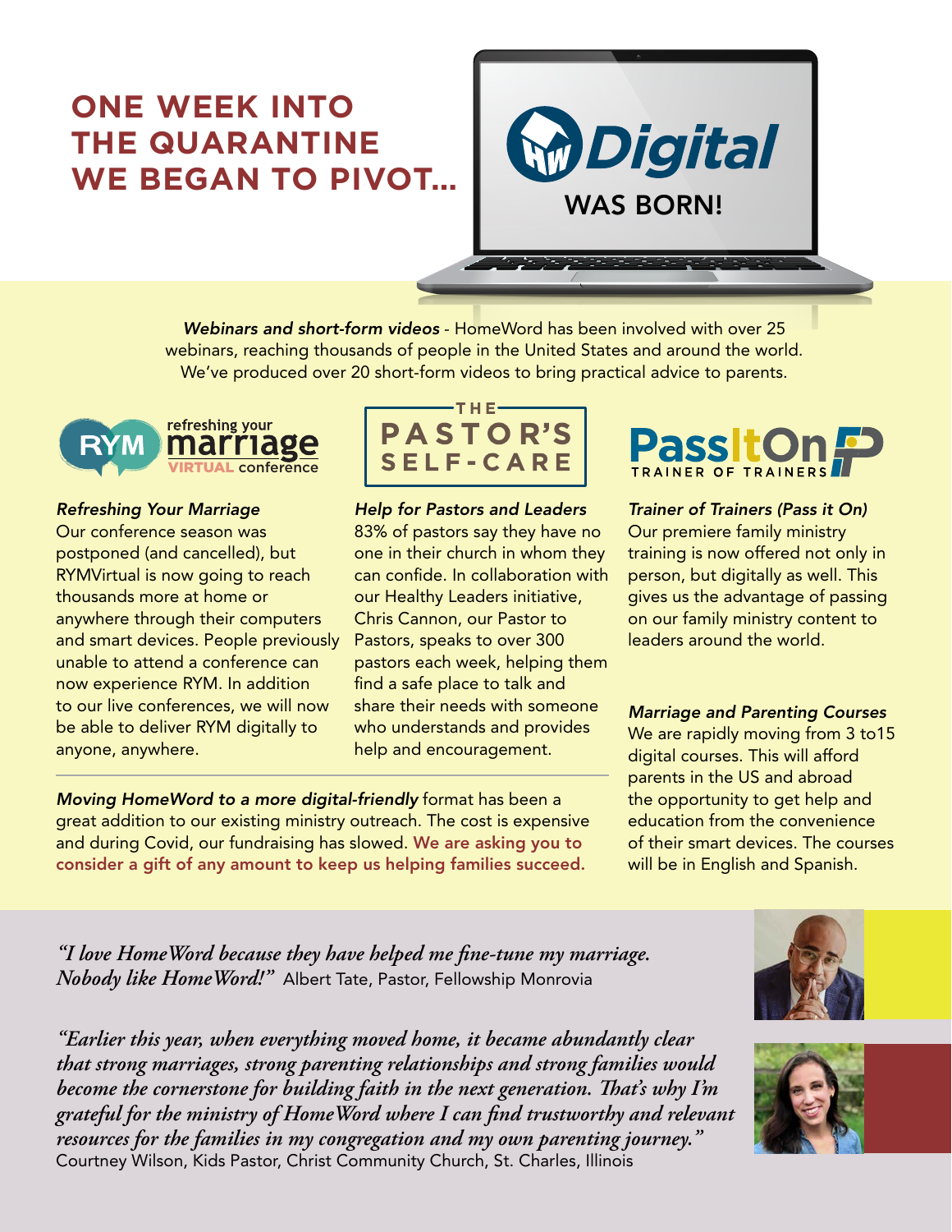# ONE WEEK INTO THE QUARANTINE WE BEGAN TO PIVOT...

**HW Digital**

**WAS BORN!**

***Webinars and short-form videos*** - HomeWord has been involved with over 25 webinars, reaching thousands of people in the United States and around the world. We've produced over 20 short-form videos to bring practical advice to parents.

RYM refreshing your marriage VIRTUAL conference

***Refreshing Your Marriage***
Our conference season was postponed (and cancelled), but RYMVirtual is now going to reach thousands more at home or anywhere through their computers and smart devices. People previously unable to attend a conference can now experience RYM. In addition to our live conferences, we will now be able to deliver RYM digitally to anyone, anywhere.

THE PASTOR'S SELF-CARE

***Help for Pastors and Leaders***
83% of pastors say they have no one in their church in whom they can confide. In collaboration with our Healthy Leaders initiative, Chris Cannon, our Pastor to Pastors, speaks to over 300 pastors each week, helping them find a safe place to talk and share their needs with someone who understands and provides help and encouragement.

PassItOn TRAINER OF TRAINERS

***Trainer of Trainers (Pass it On)***
Our premiere family ministry training is now offered not only in person, but digitally as well. This gives us the advantage of passing on our family ministry content to leaders around the world.

***Marriage and Parenting Courses***
We are rapidly moving from 3 to15 digital courses. This will afford parents in the US and abroad the opportunity to get help and education from the convenience of their smart devices. The courses will be in English and Spanish.

***Moving HomeWord to a more digital-friendly*** format has been a great addition to our existing ministry outreach. The cost is expensive and during Covid, our fundraising has slowed. **We are asking you to consider a gift of any amount to keep us helping families succeed.**

*"I love HomeWord because they have helped me fine-tune my marriage. Nobody like HomeWord!"* Albert Tate, Pastor, Fellowship Monrovia

*"Earlier this year, when everything moved home, it became abundantly clear that strong marriages, strong parenting relationships and strong families would become the cornerstone for building faith in the next generation. That's why I'm grateful for the ministry of HomeWord where I can find trustworthy and relevant resources for the families in my congregation and my own parenting journey."*
Courtney Wilson, Kids Pastor, Christ Community Church, St. Charles, Illinois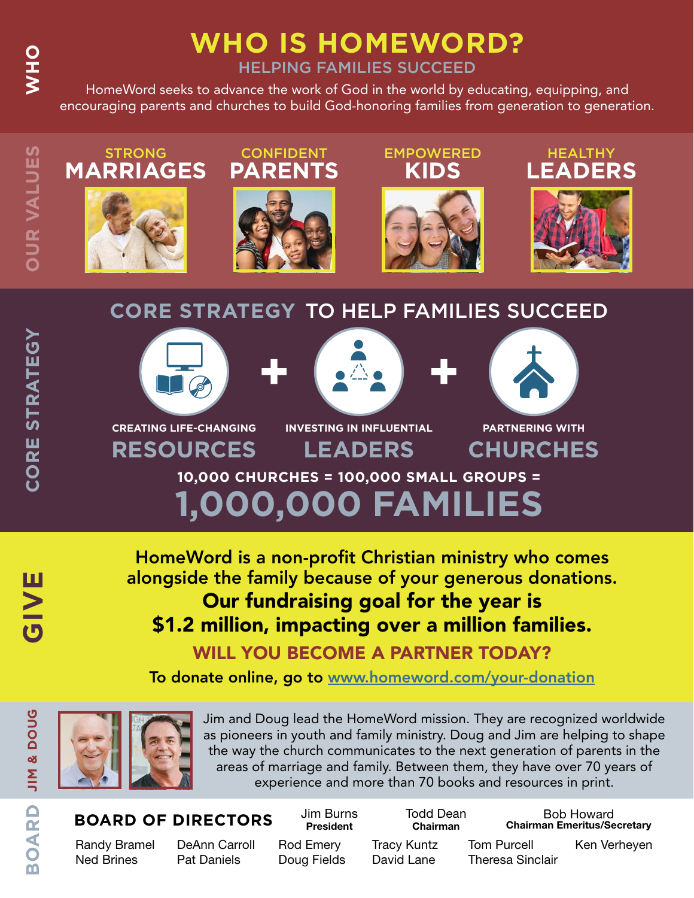WHO

# WHO IS HOMEWORD?

## HELPING FAMILIES SUCCEED

HomeWord seeks to advance the work of God in the world by educating, equipping, and encouraging parents and churches to build God-honoring families from generation to generation.

OUR VALUES

STRONG **MARRIAGES**

CONFIDENT **PARENTS**

EMPOWERED **KIDS**

HEALTHY **LEADERS**

CORE STRATEGY

## CORE STRATEGY TO HELP FAMILIES SUCCEED

CREATING LIFE-CHANGING **RESOURCES** + INVESTING IN INFLUENTIAL **LEADERS** + PARTNERING WITH **CHURCHES**

**10,000 CHURCHES = 100,000 SMALL GROUPS =**

# 1,000,000 FAMILIES

GIVE

HomeWord is a non-profit Christian ministry who comes alongside the family because of your generous donations.

**Our fundraising goal for the year is $1.2 million, impacting over a million families.**

**WILL YOU BECOME A PARTNER TODAY?**

To donate online, go to www.homeword.com/your-donation

JIM & DOUG

Jim and Doug lead the HomeWord mission. They are recognized worldwide as pioneers in youth and family ministry. Doug and Jim are helping to shape the way the church communicates to the next generation of parents in the areas of marriage and family. Between them, they have over 70 years of experience and more than 70 books and resources in print.

BOARD

## BOARD OF DIRECTORS

Jim Burns **President**

Todd Dean **Chairman**

Bob Howard **Chairman Emeritus/Secretary**

Randy Bramel
Ned Brines
DeAnn Carroll
Pat Daniels
Rod Emery
Doug Fields
Tracy Kuntz
David Lane
Tom Purcell
Theresa Sinclair
Ken Verheyen